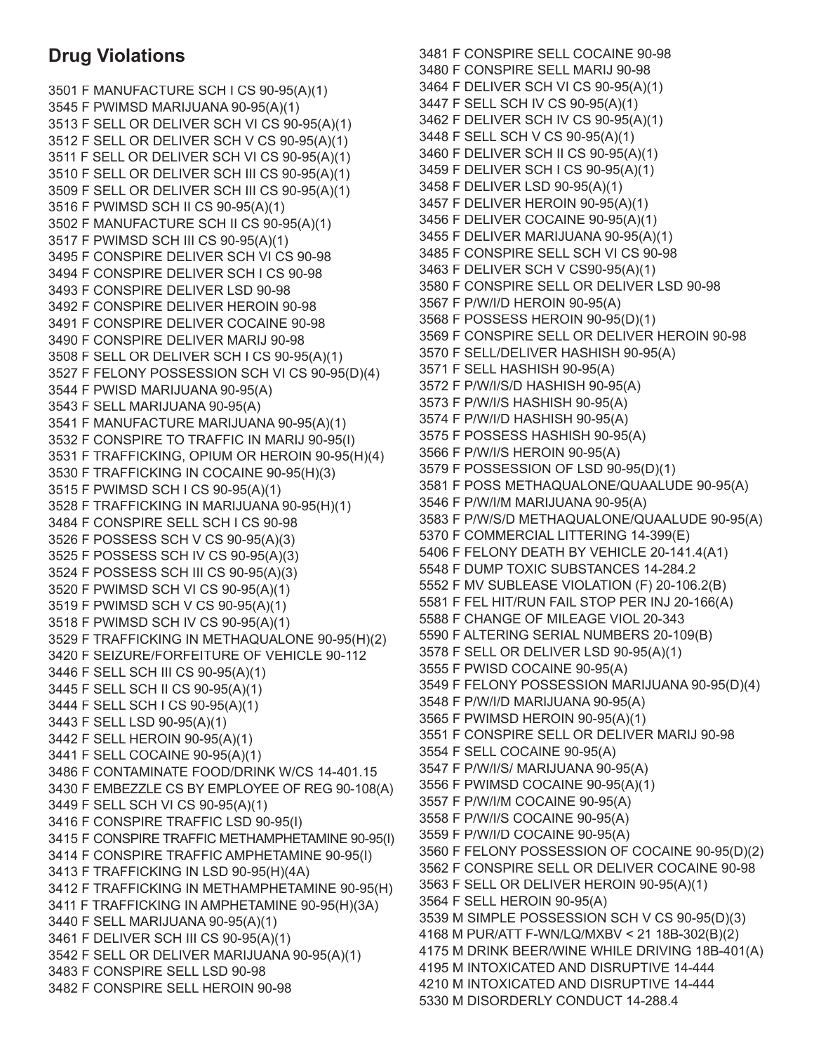## Drug Violations

3501 F MANUFACTURE SCH I CS 90-95(A)(1)
3545 F PWIMSD MARIJUANA 90-95(A)(1)
3513 F SELL OR DELIVER SCH VI CS 90-95(A)(1)
3512 F SELL OR DELIVER SCH V CS 90-95(A)(1)
3511 F SELL OR DELIVER SCH VI CS 90-95(A)(1)
3510 F SELL OR DELIVER SCH III CS 90-95(A)(1)
3509 F SELL OR DELIVER SCH III CS 90-95(A)(1)
3516 F PWIMSD SCH II CS 90-95(A)(1)
3502 F MANUFACTURE SCH II CS 90-95(A)(1)
3517 F PWIMSD SCH III CS 90-95(A)(1)
3495 F CONSPIRE DELIVER SCH VI CS 90-98
3494 F CONSPIRE DELIVER SCH I CS 90-98
3493 F CONSPIRE DELIVER LSD 90-98
3492 F CONSPIRE DELIVER HEROIN 90-98
3491 F CONSPIRE DELIVER COCAINE 90-98
3490 F CONSPIRE DELIVER MARIJ 90-98
3508 F SELL OR DELIVER SCH I CS 90-95(A)(1)
3527 F FELONY POSSESSION SCH VI CS 90-95(D)(4)
3544 F PWISD MARIJUANA 90-95(A)
3543 F SELL MARIJUANA 90-95(A)
3541 F MANUFACTURE MARIJUANA 90-95(A)(1)
3532 F CONSPIRE TO TRAFFIC IN MARIJ 90-95(I)
3531 F TRAFFICKING, OPIUM OR HEROIN 90-95(H)(4)
3530 F TRAFFICKING IN COCAINE 90-95(H)(3)
3515 F PWIMSD SCH I CS 90-95(A)(1)
3528 F TRAFFICKING IN MARIJUANA 90-95(H)(1)
3484 F CONSPIRE SELL SCH I CS 90-98
3526 F POSSESS SCH V CS 90-95(A)(3)
3525 F POSSESS SCH IV CS 90-95(A)(3)
3524 F POSSESS SCH III CS 90-95(A)(3)
3520 F PWIMSD SCH VI CS 90-95(A)(1)
3519 F PWIMSD SCH V CS 90-95(A)(1)
3518 F PWIMSD SCH IV CS 90-95(A)(1)
3529 F TRAFFICKING IN METHAQUALONE 90-95(H)(2)
3420 F SEIZURE/FORFEITURE OF VEHICLE 90-112
3446 F SELL SCH III CS 90-95(A)(1)
3445 F SELL SCH II CS 90-95(A)(1)
3444 F SELL SCH I CS 90-95(A)(1)
3443 F SELL LSD 90-95(A)(1)
3442 F SELL HEROIN 90-95(A)(1)
3441 F SELL COCAINE 90-95(A)(1)
3486 F CONTAMINATE FOOD/DRINK W/CS 14-401.15
3430 F EMBEZZLE CS BY EMPLOYEE OF REG 90-108(A)
3449 F SELL SCH VI CS 90-95(A)(1)
3416 F CONSPIRE TRAFFIC LSD 90-95(I)
3415 F CONSPIRE TRAFFIC METHAMPHETAMINE 90-95(I)
3414 F CONSPIRE TRAFFIC AMPHETAMINE 90-95(I)
3413 F TRAFFICKING IN LSD 90-95(H)(4A)
3412 F TRAFFICKING IN METHAMPHETAMINE 90-95(H)
3411 F TRAFFICKING IN AMPHETAMINE 90-95(H)(3A)
3440 F SELL MARIJUANA 90-95(A)(1)
3461 F DELIVER SCH III CS 90-95(A)(1)
3542 F SELL OR DELIVER MARIJUANA 90-95(A)(1)
3483 F CONSPIRE SELL LSD 90-98
3482 F CONSPIRE SELL HEROIN 90-98
3481 F CONSPIRE SELL COCAINE 90-98
3480 F CONSPIRE SELL MARIJ 90-98
3464 F DELIVER SCH VI CS 90-95(A)(1)
3447 F SELL SCH IV CS 90-95(A)(1)
3462 F DELIVER SCH IV CS 90-95(A)(1)
3448 F SELL SCH V CS 90-95(A)(1)
3460 F DELIVER SCH II CS 90-95(A)(1)
3459 F DELIVER SCH I CS 90-95(A)(1)
3458 F DELIVER LSD 90-95(A)(1)
3457 F DELIVER HEROIN 90-95(A)(1)
3456 F DELIVER COCAINE 90-95(A)(1)
3455 F DELIVER MARIJUANA 90-95(A)(1)
3485 F CONSPIRE SELL SCH VI CS 90-98
3463 F DELIVER SCH V CS90-95(A)(1)
3580 F CONSPIRE SELL OR DELIVER LSD 90-98
3567 F P/W/I/D HEROIN 90-95(A)
3568 F POSSESS HEROIN 90-95(D)(1)
3569 F CONSPIRE SELL OR DELIVER HEROIN 90-98
3570 F SELL/DELIVER HASHISH 90-95(A)
3571 F SELL HASHISH 90-95(A)
3572 F P/W/I/S/D HASHISH 90-95(A)
3573 F P/W/I/S HASHISH 90-95(A)
3574 F P/W/I/D HASHISH 90-95(A)
3575 F POSSESS HASHISH 90-95(A)
3566 F P/W/I/S HEROIN 90-95(A)
3579 F POSSESSION OF LSD 90-95(D)(1)
3581 F POSS METHAQUALONE/QUAALUDE 90-95(A)
3546 F P/W/I/M MARIJUANA 90-95(A)
3583 F P/W/S/D METHAQUALONE/QUAALUDE 90-95(A)
5370 F COMMERCIAL LITTERING 14-399(E)
5406 F FELONY DEATH BY VEHICLE 20-141.4(A1)
5548 F DUMP TOXIC SUBSTANCES 14-284.2
5552 F MV SUBLEASE VIOLATION (F) 20-106.2(B)
5581 F FEL HIT/RUN FAIL STOP PER INJ 20-166(A)
5588 F CHANGE OF MILEAGE VIOL 20-343
5590 F ALTERING SERIAL NUMBERS 20-109(B)
3578 F SELL OR DELIVER LSD 90-95(A)(1)
3555 F PWISD COCAINE 90-95(A)
3549 F FELONY POSSESSION MARIJUANA 90-95(D)(4)
3548 F P/W/I/D MARIJUANA 90-95(A)
3565 F PWIMSD HEROIN 90-95(A)(1)
3551 F CONSPIRE SELL OR DELIVER MARIJ 90-98
3554 F SELL COCAINE 90-95(A)
3547 F P/W/I/S/ MARIJUANA 90-95(A)
3556 F PWIMSD COCAINE 90-95(A)(1)
3557 F P/W/I/M COCAINE 90-95(A)
3558 F P/W/I/S COCAINE 90-95(A)
3559 F P/W/I/D COCAINE 90-95(A)
3560 F FELONY POSSESSION OF COCAINE 90-95(D)(2)
3562 F CONSPIRE SELL OR DELIVER COCAINE 90-98
3563 F SELL OR DELIVER HEROIN 90-95(A)(1)
3564 F SELL HEROIN 90-95(A)
3539 M SIMPLE POSSESSION SCH V CS 90-95(D)(3)
4168 M PUR/ATT F-WN/LQ/MXBV < 21 18B-302(B)(2)
4175 M DRINK BEER/WINE WHILE DRIVING 18B-401(A)
4195 M INTOXICATED AND DISRUPTIVE 14-444
4210 M INTOXICATED AND DISRUPTIVE 14-444
5330 M DISORDERLY CONDUCT 14-288.4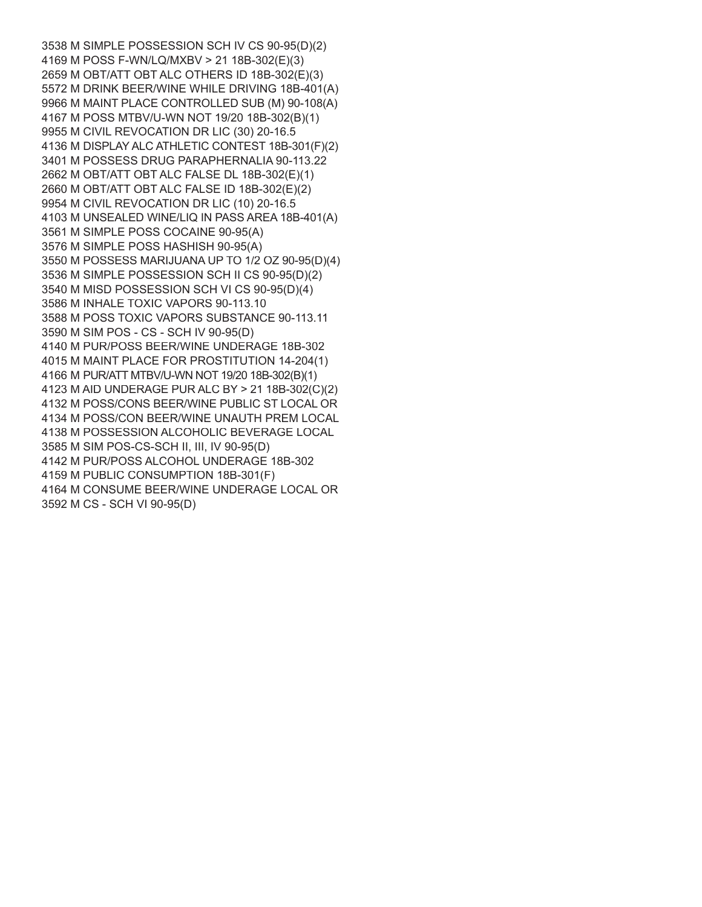3538 M SIMPLE POSSESSION SCH IV CS 90-95(D)(2)
4169 M POSS F-WN/LQ/MXBV > 21 18B-302(E)(3)
2659 M OBT/ATT OBT ALC OTHERS ID 18B-302(E)(3)
5572 M DRINK BEER/WINE WHILE DRIVING 18B-401(A)
9966 M MAINT PLACE CONTROLLED SUB (M) 90-108(A)
4167 M POSS MTBV/U-WN NOT 19/20 18B-302(B)(1)
9955 M CIVIL REVOCATION DR LIC (30) 20-16.5
4136 M DISPLAY ALC ATHLETIC CONTEST 18B-301(F)(2)
3401 M POSSESS DRUG PARAPHERNALIA 90-113.22
2662 M OBT/ATT OBT ALC FALSE DL 18B-302(E)(1)
2660 M OBT/ATT OBT ALC FALSE ID 18B-302(E)(2)
9954 M CIVIL REVOCATION DR LIC (10) 20-16.5
4103 M UNSEALED WINE/LIQ IN PASS AREA 18B-401(A)
3561 M SIMPLE POSS COCAINE 90-95(A)
3576 M SIMPLE POSS HASHISH 90-95(A)
3550 M POSSESS MARIJUANA UP TO 1/2 OZ 90-95(D)(4)
3536 M SIMPLE POSSESSION SCH II CS 90-95(D)(2)
3540 M MISD POSSESSION SCH VI CS 90-95(D)(4)
3586 M INHALE TOXIC VAPORS 90-113.10
3588 M POSS TOXIC VAPORS SUBSTANCE 90-113.11
3590 M SIM POS - CS - SCH IV 90-95(D)
4140 M PUR/POSS BEER/WINE UNDERAGE 18B-302
4015 M MAINT PLACE FOR PROSTITUTION 14-204(1)
4166 M PUR/ATT MTBV/U-WN NOT 19/20 18B-302(B)(1)
4123 M AID UNDERAGE PUR ALC BY > 21 18B-302(C)(2)
4132 M POSS/CONS BEER/WINE PUBLIC ST LOCAL OR
4134 M POSS/CON BEER/WINE UNAUTH PREM LOCAL
4138 M POSSESSION ALCOHOLIC BEVERAGE LOCAL
3585 M SIM POS-CS-SCH II, III, IV 90-95(D)
4142 M PUR/POSS ALCOHOL UNDERAGE 18B-302
4159 M PUBLIC CONSUMPTION 18B-301(F)
4164 M CONSUME BEER/WINE UNDERAGE LOCAL OR
3592 M CS - SCH VI 90-95(D)